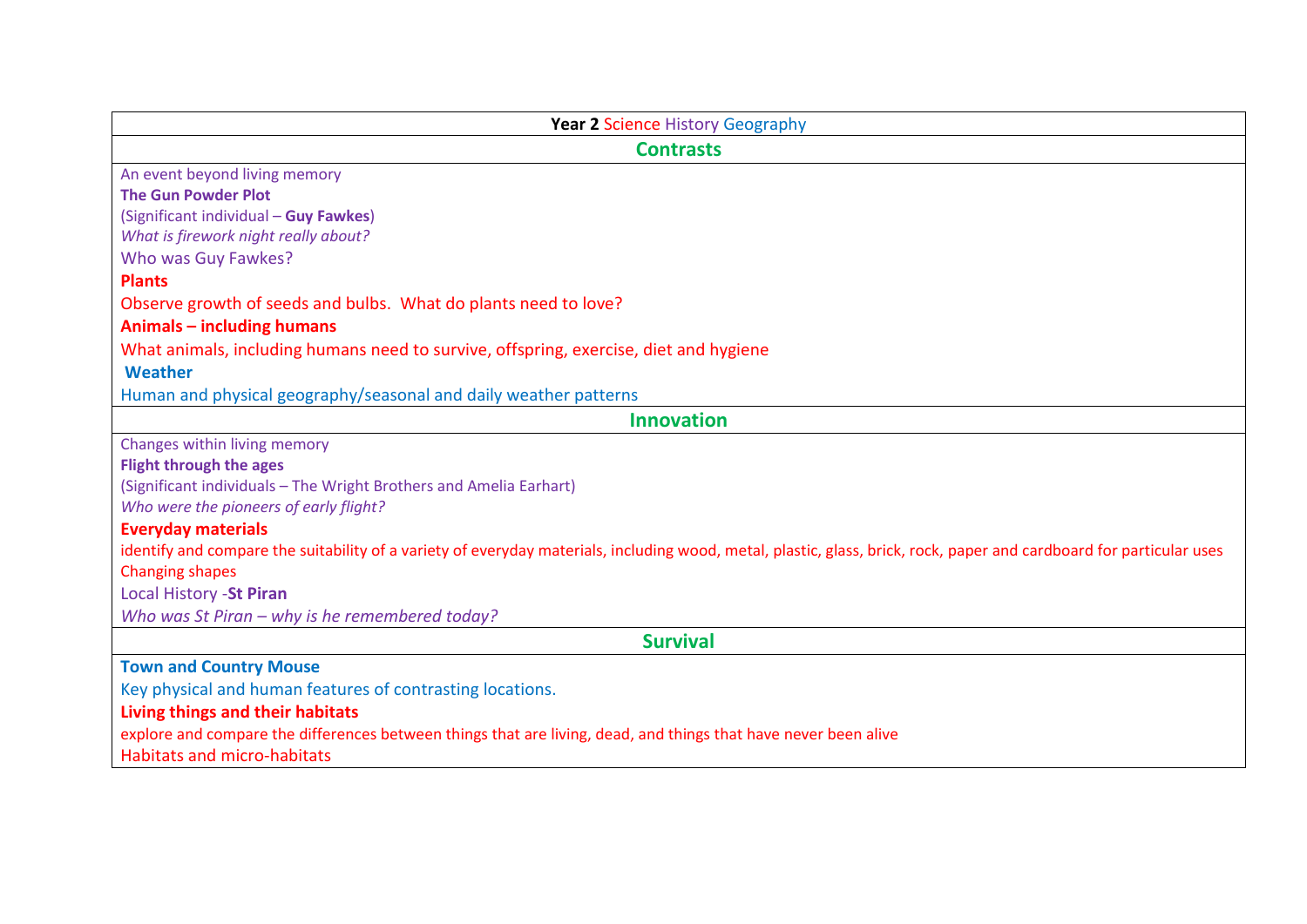| **Year 2** Science History Geography |
|---|
| **Contrasts** |
| An event beyond living memory<br>**The Gun Powder Plot**<br>(Significant individual – **Guy Fawkes**)<br>*What is firework night really about?*<br>Who was Guy Fawkes?<br>**Plants**<br>Observe growth of seeds and bulbs. What do plants need to love?<br>**Animals – including humans**<br>What animals, including humans need to survive, offspring, exercise, diet and hygiene<br>**Weather**<br>Human and physical geography/seasonal and daily weather patterns |
| **Innovation** |
| Changes within living memory<br>**Flight through the ages**<br>(Significant individuals – The Wright Brothers and Amelia Earhart)<br>*Who were the pioneers of early flight?*<br>**Everyday materials**<br>identify and compare the suitability of a variety of everyday materials, including wood, metal, plastic, glass, brick, rock, paper and cardboard for particular uses<br>Changing shapes<br>Local History -**St Piran**<br>*Who was St Piran – why is he remembered today?* |
| **Survival** |
| **Town and Country Mouse**<br>Key physical and human features of contrasting locations.<br>**Living things and their habitats**<br>explore and compare the differences between things that are living, dead, and things that have never been alive<br>Habitats and micro-habitats |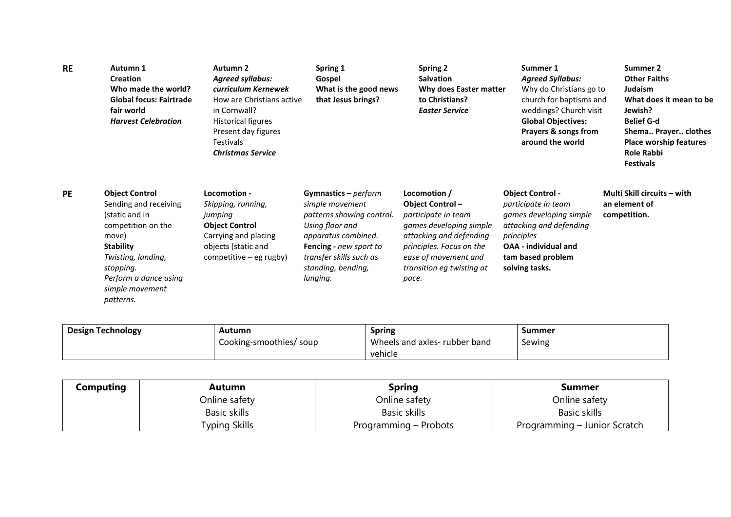| RE | Autumn 1 | Autumn 2 | Spring 1 | Spring 2 | Summer 1 | Summer 2 |
|---|---|---|---|---|---|---|
| | **Creation**<br>**Who made the world?**<br>**Global focus: Fairtrade fair world**<br>***Harvest Celebration*** | ***Agreed syllabus: curriculum Kernewek***<br>How are Christians active in Cornwall?<br>Historical figures<br>Present day figures<br>Festivals<br>***Christmas Service*** | **Gospel**<br>**What is the good news that Jesus brings?** | **Salvation**<br>**Why does Easter matter to Christians?**<br>***Easter Service*** | ***Agreed Syllabus:***<br>Why do Christians go to church for baptisms and weddings? Church visit<br>**Global Objectives: Prayers & songs from around the world** | **Other Faiths**<br>**Judaism**<br>**What does it mean to be Jewish?**<br>**Belief G-d**<br>**Shema.. Prayer.. clothes**<br>**Place worship features**<br>**Role Rabbi**<br>**Festivals** |

| PE | | | | | | |
|---|---|---|---|---|---|---|
| | **Object Control**<br>Sending and receiving (static and in competition on the move)<br>**Stability**<br>*Twisting, landing, stopping.*<br>*Perform a dance using simple movement patterns.* | **Locomotion -**<br>*Skipping, running, jumping*<br>**Object Control**<br>Carrying and placing objects (static and competitive – eg rugby) | **Gymnastics –** *perform simple movement patterns showing control. Using floor and apparatus combined.*<br>**Fencing -** *new sport to transfer skills such as standing, bending, lunging.* | **Locomotion / Object Control –**<br>*participate in team games developing simple attacking and defending principles. Focus on the ease of movement and transition eg twisting at pace.* | **Object Control -**<br>*participate in team games developing simple attacking and defending principles*<br>**OAA - individual and tam based problem solving tasks.** | **Multi Skill circuits – with an element of competition.** |

| Design Technology | Autumn | Spring | Summer |
|---|---|---|---|
| | Cooking-smoothies/ soup | Wheels and axles- rubber band vehicle | Sewing |

| Computing | Autumn | Spring | Summer |
|---|---|---|---|
| | Online safety<br>Basic skills<br>Typing Skills | Online safety<br>Basic skills<br>Programming – Probots | Online safety<br>Basic skills<br>Programming – Junior Scratch |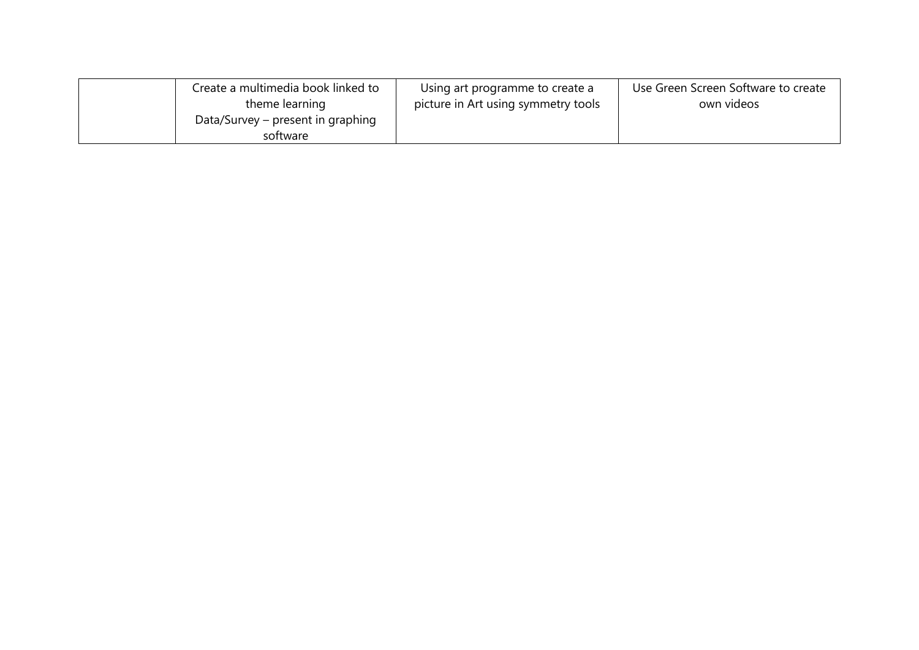| | | | |
|---|---|---|---|
| | Create a multimedia book linked to theme learning<br>Data/Survey – present in graphing software | Using art programme to create a picture in Art using symmetry tools | Use Green Screen Software to create own videos |